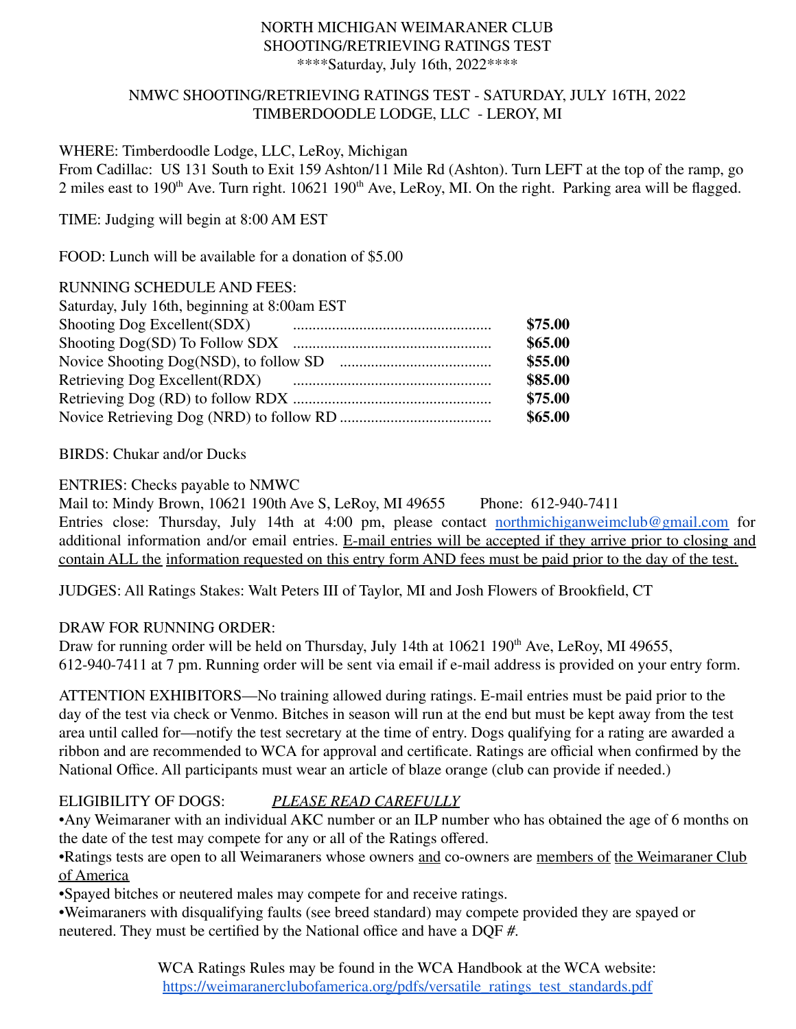# NORTH MICHIGAN WEIMARANER CLUB
## SHOOTING/RETRIEVING RATINGS TEST
****Saturday, July 16th, 2022****

NMWC SHOOTING/RETRIEVING RATINGS TEST - SATURDAY, JULY 16TH, 2022
TIMBERDOODLE LODGE, LLC - LEROY, MI

WHERE: Timberdoodle Lodge, LLC, LeRoy, Michigan
From Cadillac: US 131 South to Exit 159 Ashton/11 Mile Rd (Ashton). Turn LEFT at the top of the ramp, go 2 miles east to 190th Ave. Turn right. 10621 190th Ave, LeRoy, MI. On the right. Parking area will be flagged.

TIME: Judging will begin at 8:00 AM EST

FOOD: Lunch will be available for a donation of $5.00

RUNNING SCHEDULE AND FEES:
Saturday, July 16th, beginning at 8:00am EST

| | |
|---|---|
| Shooting Dog Excellent(SDX) | **$75.00** |
| Shooting Dog(SD) To Follow SDX | **$65.00** |
| Novice Shooting Dog(NSD), to follow SD | **$55.00** |
| Retrieving Dog Excellent(RDX) | **$85.00** |
| Retrieving Dog (RD) to follow RDX | **$75.00** |
| Novice Retrieving Dog (NRD) to follow RD | **$65.00** |

BIRDS: Chukar and/or Ducks

ENTRIES: Checks payable to NMWC
Mail to: Mindy Brown, 10621 190th Ave S, LeRoy, MI 49655 Phone: 612-940-7411
Entries close: Thursday, July 14th at 4:00 pm, please contact northmichiganweimclub@gmail.com for additional information and/or email entries. E-mail entries will be accepted if they arrive prior to closing and contain ALL the information requested on this entry form AND fees must be paid prior to the day of the test.

JUDGES: All Ratings Stakes: Walt Peters III of Taylor, MI and Josh Flowers of Brookfield, CT

DRAW FOR RUNNING ORDER:
Draw for running order will be held on Thursday, July 14th at 10621 190th Ave, LeRoy, MI 49655, 612-940-7411 at 7 pm. Running order will be sent via email if e-mail address is provided on your entry form.

ATTENTION EXHIBITORS—No training allowed during ratings. E-mail entries must be paid prior to the day of the test via check or Venmo. Bitches in season will run at the end but must be kept away from the test area until called for—notify the test secretary at the time of entry. Dogs qualifying for a rating are awarded a ribbon and are recommended to WCA for approval and certificate. Ratings are official when confirmed by the National Office. All participants must wear an article of blaze orange (club can provide if needed.)

ELIGIBILITY OF DOGS: *PLEASE READ CAREFULLY*

- Any Weimaraner with an individual AKC number or an ILP number who has obtained the age of 6 months on the date of the test may compete for any or all of the Ratings offered.
- Ratings tests are open to all Weimaraners whose owners and co-owners are members of the Weimaraner Club of America
- Spayed bitches or neutered males may compete for and receive ratings.
- Weimaraners with disqualifying faults (see breed standard) may compete provided they are spayed or neutered. They must be certified by the National office and have a DQF #.

WCA Ratings Rules may be found in the WCA Handbook at the WCA website:
https://weimaranerclubofamerica.org/pdfs/versatile_ratings_test_standards.pdf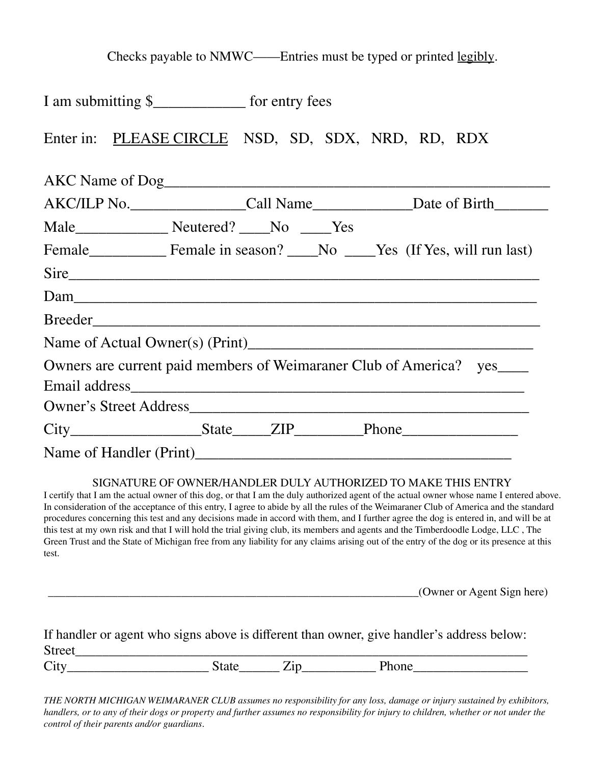Checks payable to NMWC——Entries must be typed or printed <u>legibly</u>.

I am submitting $____________ for entry fees

Enter in: <u>PLEASE CIRCLE</u> NSD, SD, SDX, NRD, RD, RDX

AKC Name of Dog_____________________________________________________

AKC/ILP No._______________Call Name_____________Date of Birth_______

Male____________ Neutered? ____No ____Yes

Female__________ Female in season? ____No ____Yes (If Yes, will run last)

Sire______________________________________________________________

Dam______________________________________________________________

Breeder____________________________________________________________

Name of Actual Owner(s) (Print)_______________________________________

Owners are current paid members of Weimaraner Club of America? yes____

Email address_____________________________________________________

Owner's Street Address______________________________________________

City_________________State_____ZIP_________Phone_______________

Name of Handler (Print)_____________________________________________

SIGNATURE OF OWNER/HANDLER DULY AUTHORIZED TO MAKE THIS ENTRY

I certify that I am the actual owner of this dog, or that I am the duly authorized agent of the actual owner whose name I entered above. In consideration of the acceptance of this entry, I agree to abide by all the rules of the Weimaraner Club of America and the standard procedures concerning this test and any decisions made in accord with them, and I further agree the dog is entered in, and will be at this test at my own risk and that I will hold the trial giving club, its members and agents and the Timberdoodle Lodge, LLC , The Green Trust and the State of Michigan free from any liability for any claims arising out of the entry of the dog or its presence at this test.

_________________________________________________________________(Owner or Agent Sign here)

If handler or agent who signs above is different than owner, give handler's address below:

Street_____________________________________________________________

City_____________________ State______ Zip___________ Phone_________________

*THE NORTH MICHIGAN WEIMARANER CLUB assumes no responsibility for any loss, damage or injury sustained by exhibitors, handlers, or to any of their dogs or property and further assumes no responsibility for injury to children, whether or not under the control of their parents and/or guardians.*